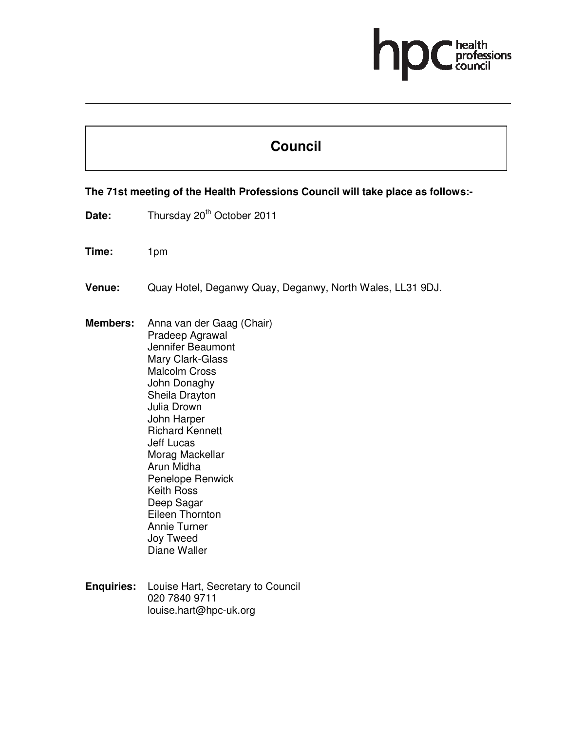# Council

**The 71st meeting of the Health Professions Council will take place as follows:-**

**Date:** Thursday 20th October 2011

**Time:** 1pm

**Venue:** Quay Hotel, Deganwy Quay, Deganwy, North Wales, LL31 9DJ.

**Members:**
Anna van der Gaag (Chair)
Pradeep Agrawal
Jennifer Beaumont
Mary Clark-Glass
Malcolm Cross
John Donaghy
Sheila Drayton
Julia Drown
John Harper
Richard Kennett
Jeff Lucas
Morag Mackellar
Arun Midha
Penelope Renwick
Keith Ross
Deep Sagar
Eileen Thornton
Annie Turner
Joy Tweed
Diane Waller

**Enquiries:**
Louise Hart, Secretary to Council
020 7840 9711
louise.hart@hpc-uk.org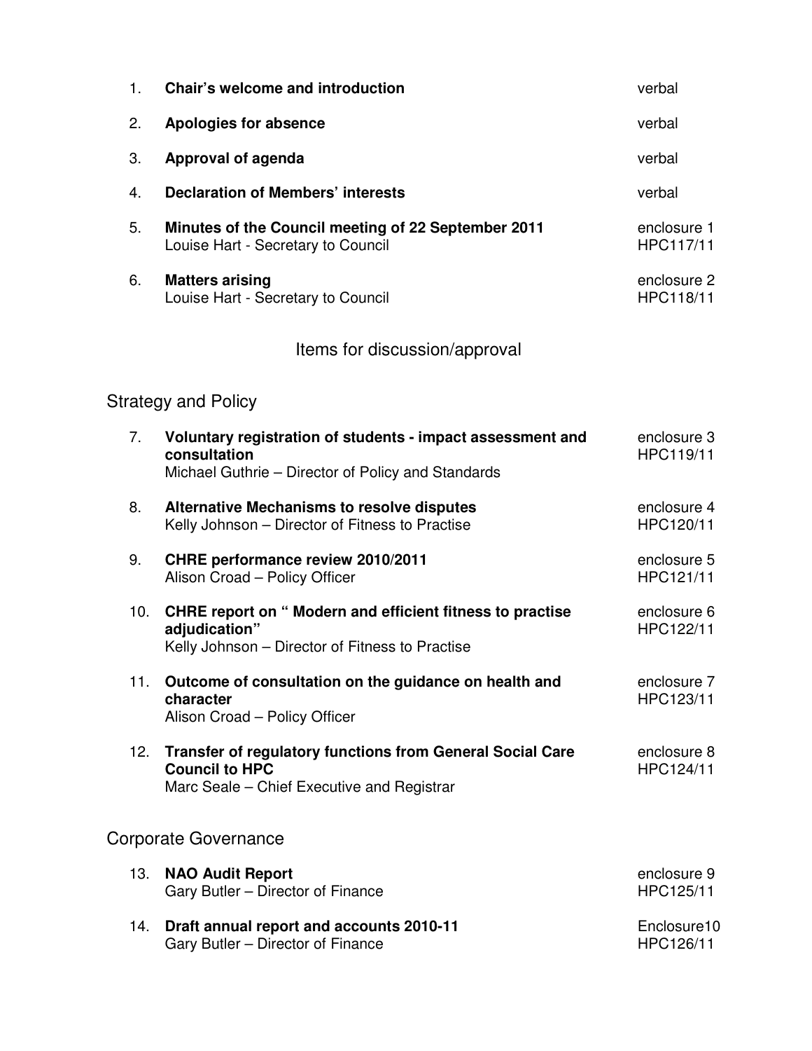| | | |
|---|---|---|
| 1. | **Chair's welcome and introduction** | verbal |
| 2. | **Apologies for absence** | verbal |
| 3. | **Approval of agenda** | verbal |
| 4. | **Declaration of Members' interests** | verbal |
| 5. | **Minutes of the Council meeting of 22 September 2011**<br>Louise Hart - Secretary to Council | enclosure 1<br>HPC117/11 |
| 6. | **Matters arising**<br>Louise Hart - Secretary to Council | enclosure 2<br>HPC118/11 |

## Items for discussion/approval

### Strategy and Policy

| | | |
|---|---|---|
| 7. | **Voluntary registration of students - impact assessment and consultation**<br>Michael Guthrie – Director of Policy and Standards | enclosure 3<br>HPC119/11 |
| 8. | **Alternative Mechanisms to resolve disputes**<br>Kelly Johnson – Director of Fitness to Practise | enclosure 4<br>HPC120/11 |
| 9. | **CHRE performance review 2010/2011**<br>Alison Croad – Policy Officer | enclosure 5<br>HPC121/11 |
| 10. | **CHRE report on " Modern and efficient fitness to practise adjudication"**<br>Kelly Johnson – Director of Fitness to Practise | enclosure 6<br>HPC122/11 |
| 11. | **Outcome of consultation on the guidance on health and character**<br>Alison Croad – Policy Officer | enclosure 7<br>HPC123/11 |
| 12. | **Transfer of regulatory functions from General Social Care Council to HPC**<br>Marc Seale – Chief Executive and Registrar | enclosure 8<br>HPC124/11 |

### Corporate Governance

| | | |
|---|---|---|
| 13. | **NAO Audit Report**<br>Gary Butler – Director of Finance | enclosure 9<br>HPC125/11 |
| 14. | **Draft annual report and accounts 2010-11**<br>Gary Butler – Director of Finance | Enclosure10<br>HPC126/11 |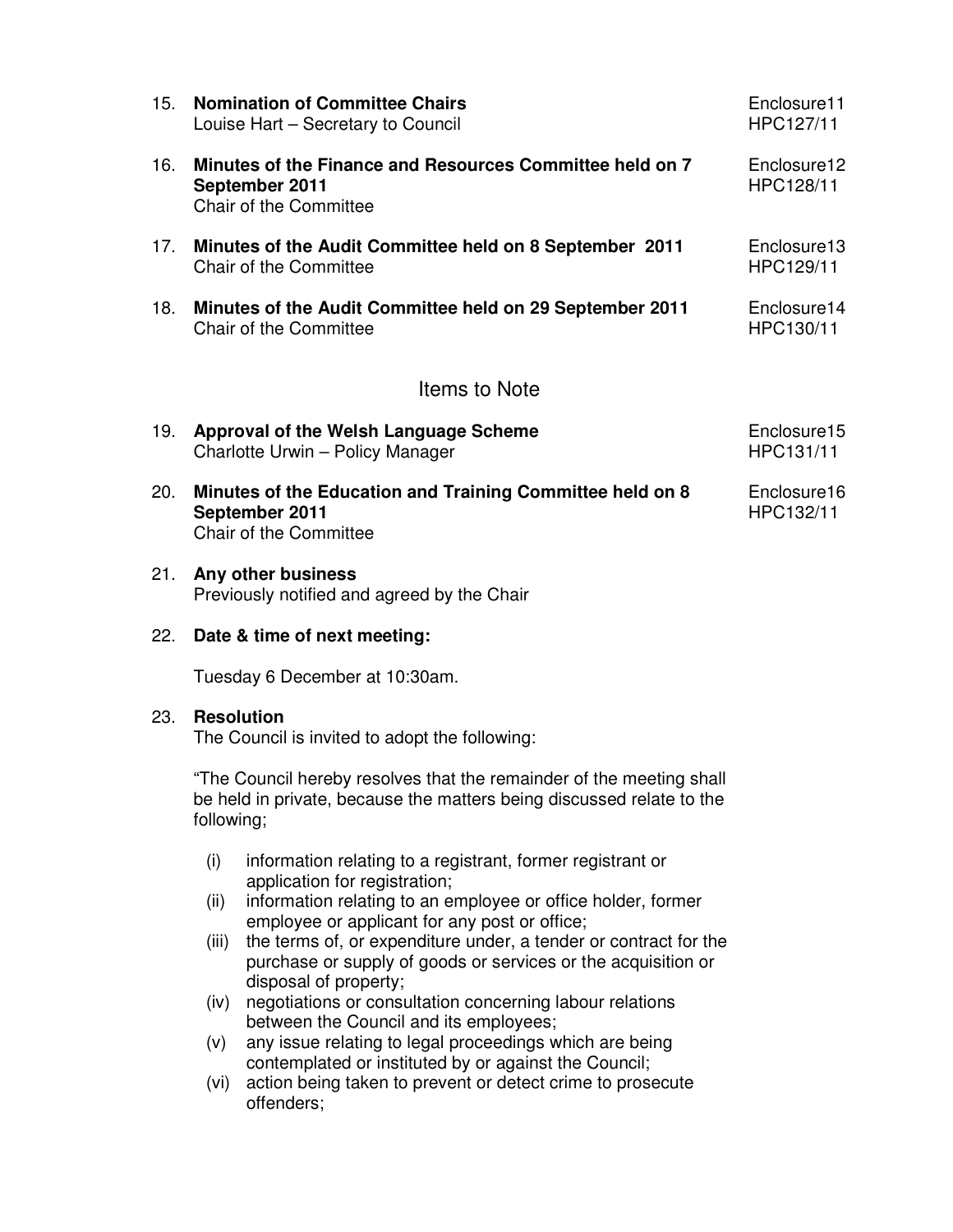15. **Nomination of Committee Chairs**
    Louise Hart – Secretary to Council
    Enclosure11
    HPC127/11

16. **Minutes of the Finance and Resources Committee held on 7 September 2011**
    Chair of the Committee
    Enclosure12
    HPC128/11

17. **Minutes of the Audit Committee held on 8 September 2011**
    Chair of the Committee
    Enclosure13
    HPC129/11

18. **Minutes of the Audit Committee held on 29 September 2011**
    Chair of the Committee
    Enclosure14
    HPC130/11

## Items to Note

19. **Approval of the Welsh Language Scheme**
    Charlotte Urwin – Policy Manager
    Enclosure15
    HPC131/11

20. **Minutes of the Education and Training Committee held on 8 September 2011**
    Chair of the Committee
    Enclosure16
    HPC132/11

21. **Any other business**
    Previously notified and agreed by the Chair

22. **Date & time of next meeting:**

    Tuesday 6 December at 10:30am.

23. **Resolution**
    The Council is invited to adopt the following:

    "The Council hereby resolves that the remainder of the meeting shall be held in private, because the matters being discussed relate to the following;

    (i) information relating to a registrant, former registrant or application for registration;
    (ii) information relating to an employee or office holder, former employee or applicant for any post or office;
    (iii) the terms of, or expenditure under, a tender or contract for the purchase or supply of goods or services or the acquisition or disposal of property;
    (iv) negotiations or consultation concerning labour relations between the Council and its employees;
    (v) any issue relating to legal proceedings which are being contemplated or instituted by or against the Council;
    (vi) action being taken to prevent or detect crime to prosecute offenders;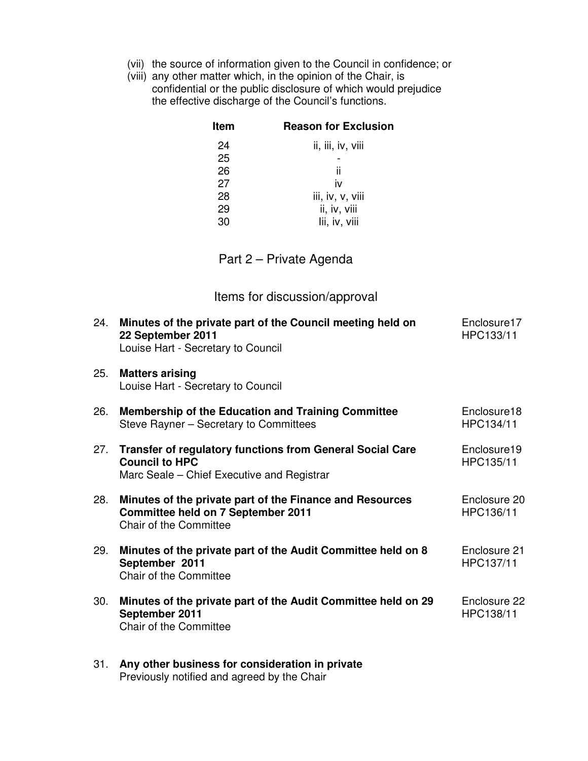(vii) the source of information given to the Council in confidence; or

(viii) any other matter which, in the opinion of the Chair, is confidential or the public disclosure of which would prejudice the effective discharge of the Council's functions.

| Item | Reason for Exclusion |
|---|---|
| 24 | ii, iii, iv, viii |
| 25 | - |
| 26 | ii |
| 27 | iv |
| 28 | iii, iv, v, viii |
| 29 | ii, iv, viii |
| 30 | Iii, iv, viii |

## Part 2 – Private Agenda

### Items for discussion/approval

24. **Minutes of the private part of the Council meeting held on 22 September 2011**
    Louise Hart - Secretary to Council
    Enclosure17 HPC133/11

25. **Matters arising**
    Louise Hart - Secretary to Council

26. **Membership of the Education and Training Committee**
    Steve Rayner – Secretary to Committees
    Enclosure18 HPC134/11

27. **Transfer of regulatory functions from General Social Care Council to HPC**
    Marc Seale – Chief Executive and Registrar
    Enclosure19 HPC135/11

28. **Minutes of the private part of the Finance and Resources Committee held on 7 September 2011**
    Chair of the Committee
    Enclosure 20 HPC136/11

29. **Minutes of the private part of the Audit Committee held on 8 September 2011**
    Chair of the Committee
    Enclosure 21 HPC137/11

30. **Minutes of the private part of the Audit Committee held on 29 September 2011**
    Chair of the Committee
    Enclosure 22 HPC138/11

31. **Any other business for consideration in private**
    Previously notified and agreed by the Chair